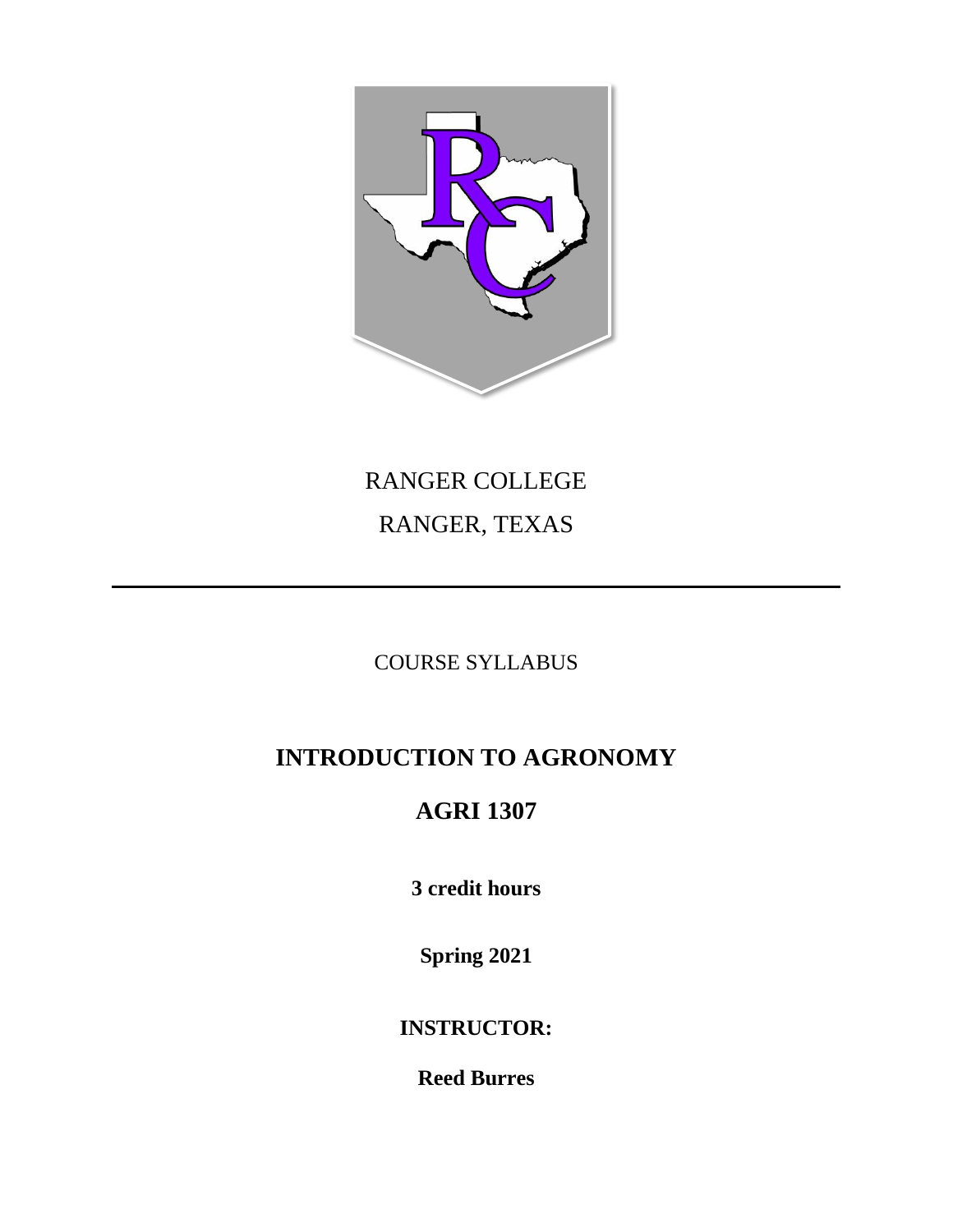RANGER COLLEGE

RANGER, TEXAS

---

COURSE SYLLABUS

# INTRODUCTION TO AGRONOMY

## AGRI 1307

**3 credit hours**

**Spring 2021**

**INSTRUCTOR:**

**Reed Burres**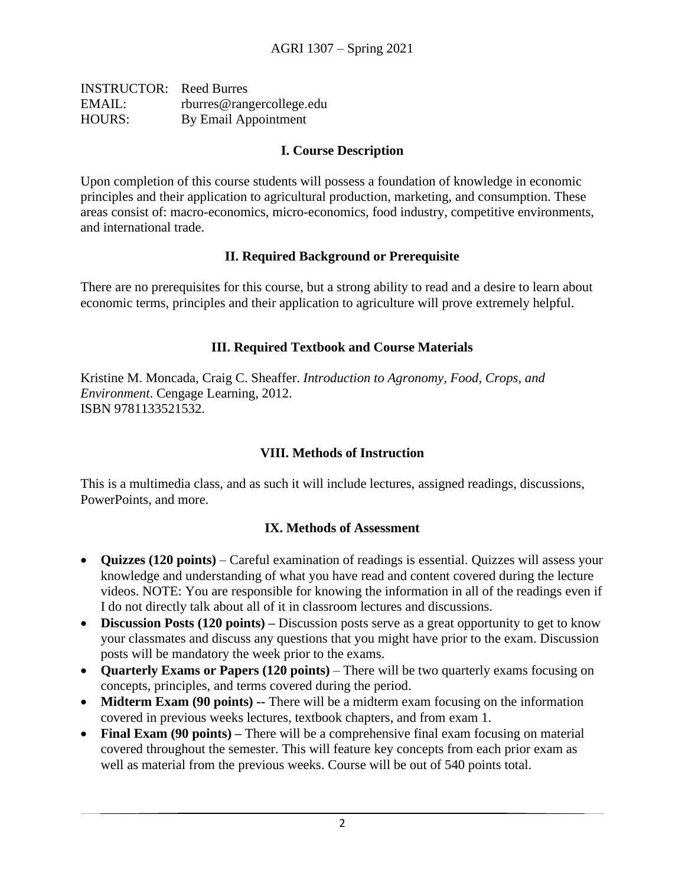AGRI 1307 – Spring 2021

INSTRUCTOR: Reed Burres
EMAIL: rburres@rangercollege.edu
HOURS: By Email Appointment

## I. Course Description

Upon completion of this course students will possess a foundation of knowledge in economic principles and their application to agricultural production, marketing, and consumption. These areas consist of: macro-economics, micro-economics, food industry, competitive environments, and international trade.

## II. Required Background or Prerequisite

There are no prerequisites for this course, but a strong ability to read and a desire to learn about economic terms, principles and their application to agriculture will prove extremely helpful.

## III. Required Textbook and Course Materials

Kristine M. Moncada, Craig C. Sheaffer. *Introduction to Agronomy, Food, Crops, and Environment*. Cengage Learning, 2012.
ISBN 9781133521532.

## VIII. Methods of Instruction

This is a multimedia class, and as such it will include lectures, assigned readings, discussions, PowerPoints, and more.

## IX. Methods of Assessment

- **Quizzes (120 points)** – Careful examination of readings is essential. Quizzes will assess your knowledge and understanding of what you have read and content covered during the lecture videos. NOTE: You are responsible for knowing the information in all of the readings even if I do not directly talk about all of it in classroom lectures and discussions.
- **Discussion Posts (120 points) –** Discussion posts serve as a great opportunity to get to know your classmates and discuss any questions that you might have prior to the exam. Discussion posts will be mandatory the week prior to the exams.
- **Quarterly Exams or Papers (120 points)** – There will be two quarterly exams focusing on concepts, principles, and terms covered during the period.
- **Midterm Exam (90 points)** -- There will be a midterm exam focusing on the information covered in previous weeks lectures, textbook chapters, and from exam 1.
- **Final Exam (90 points) –** There will be a comprehensive final exam focusing on material covered throughout the semester. This will feature key concepts from each prior exam as well as material from the previous weeks. Course will be out of 540 points total.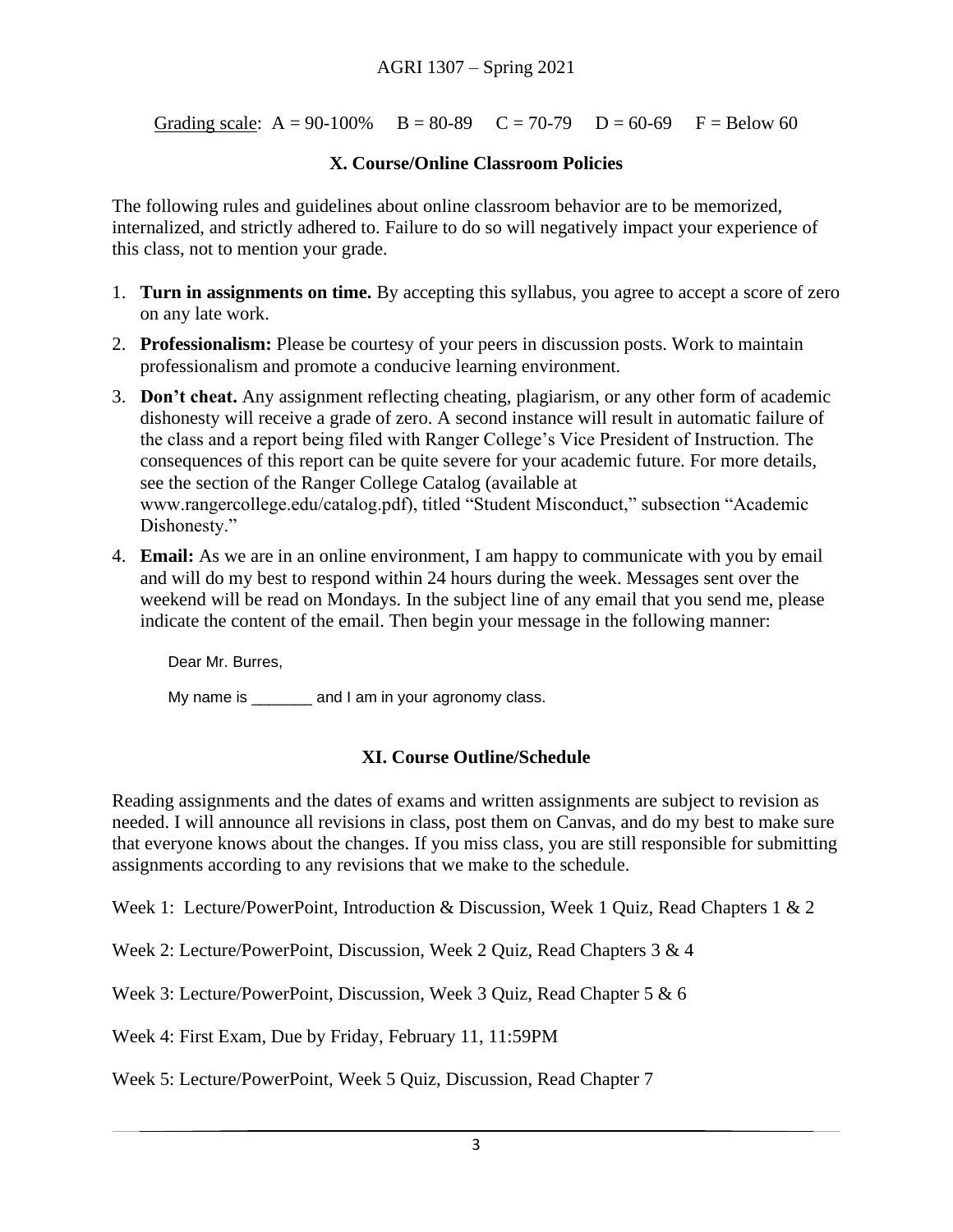Grading scale: A = 90-100%  B = 80-89  C = 70-79  D = 60-69  F = Below 60

## X. Course/Online Classroom Policies

The following rules and guidelines about online classroom behavior are to be memorized, internalized, and strictly adhered to. Failure to do so will negatively impact your experience of this class, not to mention your grade.

1. **Turn in assignments on time.** By accepting this syllabus, you agree to accept a score of zero on any late work.
2. **Professionalism:** Please be courtesy of your peers in discussion posts. Work to maintain professionalism and promote a conducive learning environment.
3. **Don't cheat.** Any assignment reflecting cheating, plagiarism, or any other form of academic dishonesty will receive a grade of zero. A second instance will result in automatic failure of the class and a report being filed with Ranger College's Vice President of Instruction. The consequences of this report can be quite severe for your academic future. For more details, see the section of the Ranger College Catalog (available at www.rangercollege.edu/catalog.pdf), titled "Student Misconduct," subsection "Academic Dishonesty."
4. **Email:** As we are in an online environment, I am happy to communicate with you by email and will do my best to respond within 24 hours during the week. Messages sent over the weekend will be read on Mondays. In the subject line of any email that you send me, please indicate the content of the email. Then begin your message in the following manner:

   Dear Mr. Burres,

   My name is _______ and I am in your agronomy class.

## XI. Course Outline/Schedule

Reading assignments and the dates of exams and written assignments are subject to revision as needed. I will announce all revisions in class, post them on Canvas, and do my best to make sure that everyone knows about the changes. If you miss class, you are still responsible for submitting assignments according to any revisions that we make to the schedule.

Week 1: Lecture/PowerPoint, Introduction & Discussion, Week 1 Quiz, Read Chapters 1 & 2

Week 2: Lecture/PowerPoint, Discussion, Week 2 Quiz, Read Chapters 3 & 4

Week 3: Lecture/PowerPoint, Discussion, Week 3 Quiz, Read Chapter 5 & 6

Week 4: First Exam, Due by Friday, February 11, 11:59PM

Week 5: Lecture/PowerPoint, Week 5 Quiz, Discussion, Read Chapter 7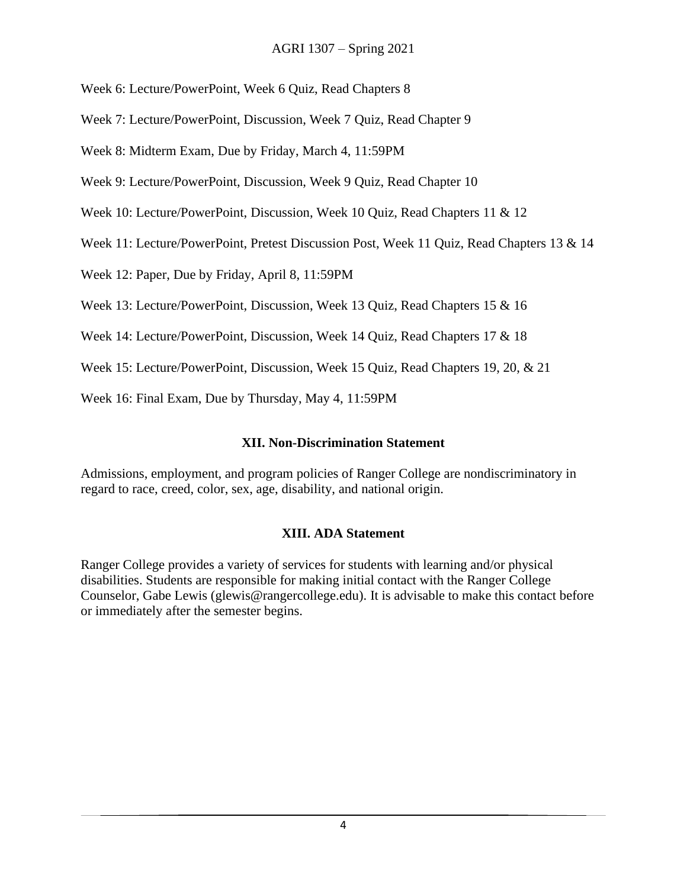Week 6: Lecture/PowerPoint, Week 6 Quiz, Read Chapters 8

Week 7: Lecture/PowerPoint, Discussion, Week 7 Quiz, Read Chapter 9

Week 8: Midterm Exam, Due by Friday, March 4, 11:59PM

Week 9: Lecture/PowerPoint, Discussion, Week 9 Quiz, Read Chapter 10

Week 10: Lecture/PowerPoint, Discussion, Week 10 Quiz, Read Chapters 11 & 12

Week 11: Lecture/PowerPoint, Pretest Discussion Post, Week 11 Quiz, Read Chapters 13 & 14

Week 12: Paper, Due by Friday, April 8, 11:59PM

Week 13: Lecture/PowerPoint, Discussion, Week 13 Quiz, Read Chapters 15 & 16

Week 14: Lecture/PowerPoint, Discussion, Week 14 Quiz, Read Chapters 17 & 18

Week 15: Lecture/PowerPoint, Discussion, Week 15 Quiz, Read Chapters 19, 20, & 21

Week 16: Final Exam, Due by Thursday, May 4, 11:59PM

## XII. Non-Discrimination Statement

Admissions, employment, and program policies of Ranger College are nondiscriminatory in regard to race, creed, color, sex, age, disability, and national origin.

## XIII. ADA Statement

Ranger College provides a variety of services for students with learning and/or physical disabilities. Students are responsible for making initial contact with the Ranger College Counselor, Gabe Lewis (glewis@rangercollege.edu). It is advisable to make this contact before or immediately after the semester begins.